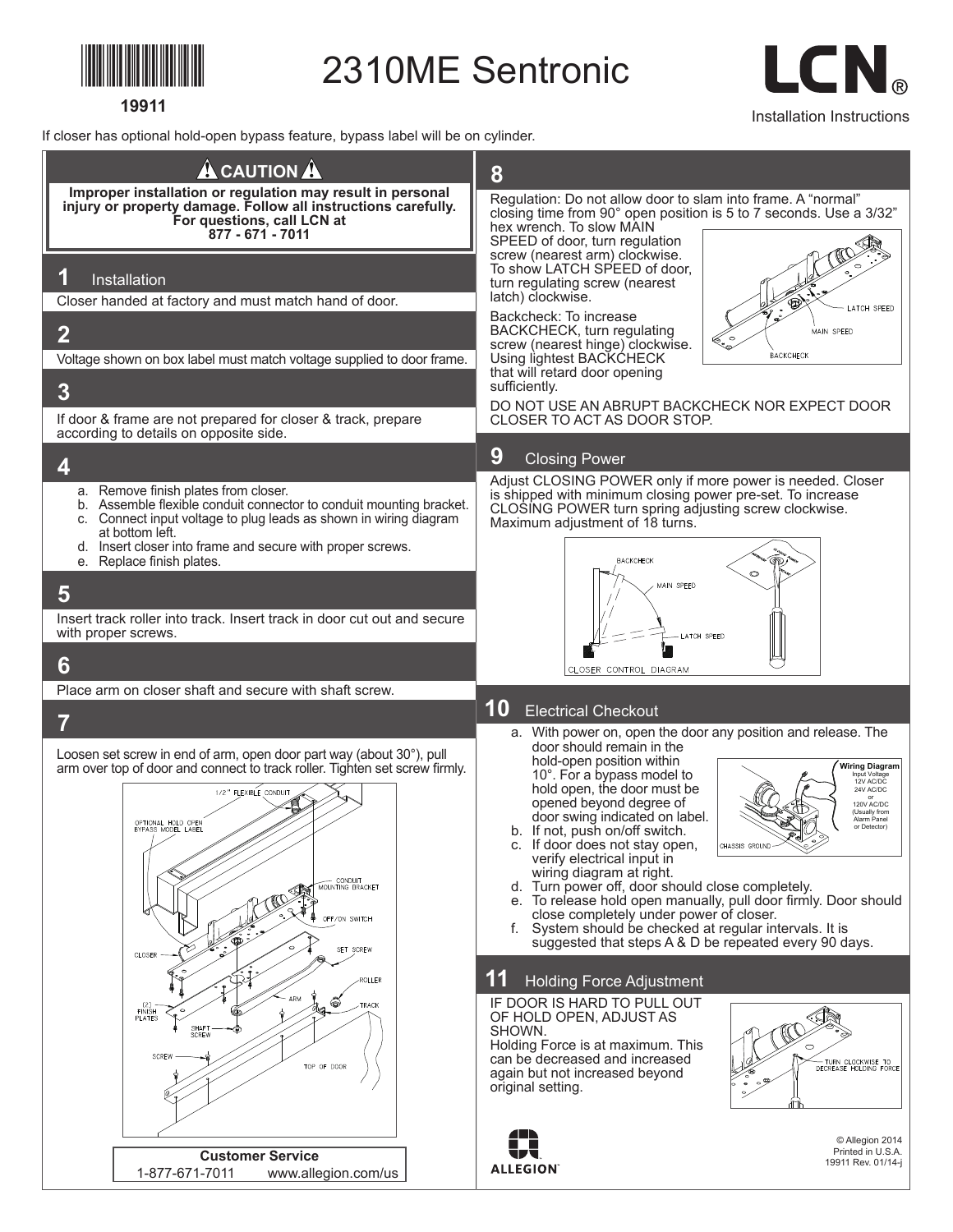19911

# 2310ME Sentronic

LCN®

Installation Instructions

If closer has optional hold-open bypass feature, bypass label will be on cylinder.

## ⚠ CAUTION ⚠

**Improper installation or regulation may result in personal injury or property damage. Follow all instructions carefully. For questions, call LCN at 877 - 671 - 7011**

## 1 Installation

Closer handed at factory and must match hand of door.

## 2

Voltage shown on box label must match voltage supplied to door frame.

## 3

If door & frame are not prepared for closer & track, prepare according to details on opposite side.

## 4

a. Remove finish plates from closer.
b. Assemble flexible conduit connector to conduit mounting bracket.
c. Connect input voltage to plug leads as shown in wiring diagram at bottom left.
d. Insert closer into frame and secure with proper screws.
e. Replace finish plates.

## 5

Insert track roller into track. Insert track in door cut out and secure with proper screws.

## 6

Place arm on closer shaft and secure with shaft screw.

## 7

Loosen set screw in end of arm, open door part way (about 30°), pull arm over top of door and connect to track roller. Tighten set screw firmly.

1/2" FLEXIBLE CONDUIT, OPTIONAL HOLD OPEN BYPASS MODEL LABEL, CONDUIT MOUNTING BRACKET, OFF/ON SWITCH, CLOSER, SET SCREW, ROLLER, ARM, (2) FINISH PLATES, TRACK, SHAFT SCREW, SCREW, TOP OF DOOR

**Customer Service**
1-877-671-7011 www.allegion.com/us

## 8

Regulation: Do not allow door to slam into frame. A "normal" closing time from 90° open position is 5 to 7 seconds. Use a 3/32" hex wrench. To slow MAIN SPEED of door, turn regulation screw (nearest arm) clockwise. To show LATCH SPEED of door, turn regulating screw (nearest latch) clockwise.

Backcheck: To increase BACKCHECK, turn regulating screw (nearest hinge) clockwise. Using lightest BACKCHECK that will retard door opening sufficiently.

LATCH SPEED, MAIN SPEED, BACKCHECK

DO NOT USE AN ABRUPT BACKCHECK NOR EXPECT DOOR CLOSER TO ACT AS DOOR STOP.

## 9 Closing Power

Adjust CLOSING POWER only if more power is needed. Closer is shipped with minimum closing power pre-set. To increase CLOSING POWER turn spring adjusting screw clockwise. Maximum adjustment of 18 turns.

BACKCHECK, MAIN SPEED, LATCH SPEED

CLOSER CONTROL DIAGRAM

## 10 Electrical Checkout

a. With power on, open the door any position and release. The door should remain in the hold-open position within 10°. For a bypass model to hold open, the door must be opened beyond degree of door swing indicated on label.
b. If not, push on/off switch.
c. If door does not stay open, verify electrical input in wiring diagram at right.
d. Turn power off, door should close completely.
e. To release hold open manually, pull door firmly. Door should close completely under power of closer.
f. System should be checked at regular intervals. It is suggested that steps A & D be repeated every 90 days.

**Wiring Diagram**
Input Voltage
12V AC/DC
24V AC/DC
or
120V AC/DC
(Usually from Alarm Panel or Detector)

CHASSIS GROUND

## 11 Holding Force Adjustment

IF DOOR IS HARD TO PULL OUT OF HOLD OPEN, ADJUST AS SHOWN.
Holding Force is at maximum. This can be decreased and increased again but not increased beyond original setting.

TURN CLOCKWISE TO DECREASE HOLDING FORCE

ALLEGION™

© Allegion 2014
Printed in U.S.A.
19911 Rev. 01/14-j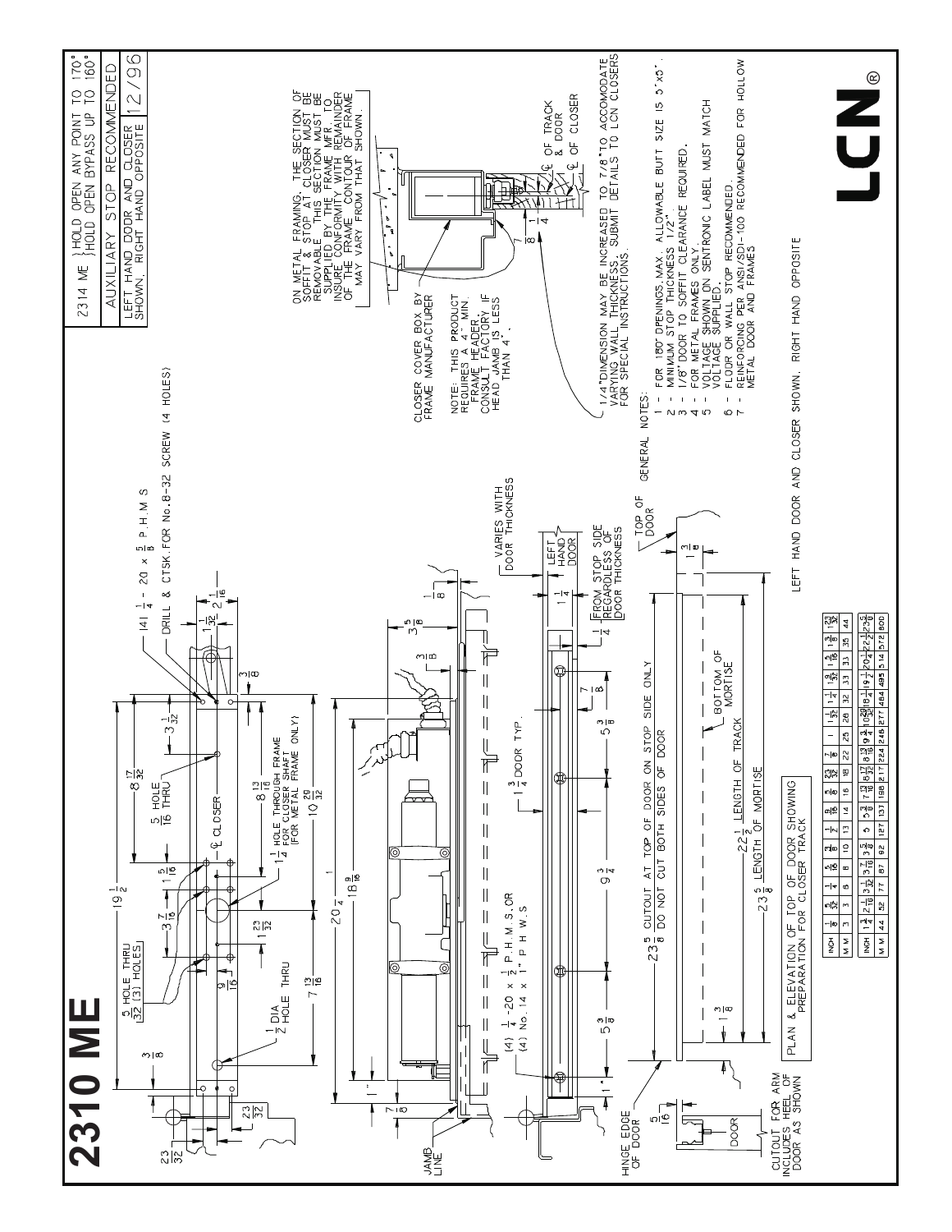# 2310 ME

| 2314 ME | HOLD OPEN ANY POINT TO 170° / HOLD OPEN BYPASS UP TO 160° |
|---|---|
| AUXILIARY STOP RECOMMENDED | |
| LEFT HAND DOOR AND CLOSER SHOWN. RIGHT HAND OPPOSITE | 12/96 |

5/32 HOLE THRU (3) HOLES

(4) 1/4 - 20 x 5/8 P.H.M.S

DRILL & CTSK. FOR No. 8-32 SCREW (4 HOLES)

5/16 HOLE THRU

℄ CLOSER

1 1/4 HOLE THROUGH FRAME FOR CLOSER SHAFT (FOR METAL FRAME ONLY)

1/2 DIA HOLE THRU

(4) 1/4 -20 x 1/2 P.H.M.S. OR (4) No. 14 x 1" P H W S

1 3/4 DOOR TYP.

VARIES WITH DOOR THICKNESS

LEFT HAND DOOR

1/4 FROM STOP SIDE REGARDLESS OF DOOR THICKNESS

JAMB LINE

HINGE EDGE OF DOOR

DOOR

CUTOUT FOR ARM INCLUDES HEEL OF DOOR AS SHOWN

TOP OF DOOR

23 5/8 CUTOUT AT TOP OF DOOR ON STOP SIDE ONLY
DO NOT CUT BOTH SIDES OF DOOR

BOTTOM OF MORTISE

22 1/2 LENGTH OF TRACK

23 5/8 LENGTH OF MORTISE

PLAN & ELEVATION OF TOP OF DOOR SHOWING PREPARATION FOR CLOSER TRACK

| INCH | 1/8 | 5/32 | 1/4 | 5/16 | 3/8 | 1/2 | 9/16 | 5/8 | 23/32 | 7/8 | 1 | 1 1/32 | 1 1/4 | 1 9/32 | 1 5/16 | 1 3/8 | 1 23/32 |
|---|---|---|---|---|---|---|---|---|---|---|---|---|---|---|---|---|---|
| M M | 3 | 3 | 6 | 8 | 10 | 13 | 14 | 16 | 18 | 22 | 25 | 26 | 32 | 33 | 33 | 35 | 44 |
| INCH | 1 3/4 | 2 1/16 | 3 1/32 | 3 7/16 | 3 5/8 | 5 | 5 3/8 | 7 13/16 | 8 13/16 | 9 3/4 | 10 29/32 | 18 1/4 | 19 1/2 | 20 1/4 | 22 1/2 | 23 5/8 | |
| M M | 44 | 52 | 77 | 87 | 92 | 127 | 137 | 198 | 217 | 224 | 248 | 277 | 464 | 495 | 514 | 572 | 600 |

ON METAL FRAMING, THE SECTION OF SOFFIT & STOP AT CLOSER MUST BE REMOVABLE. THIS SECTION MUST BE SUPPLIED BY THE FRAME MFR. TO INSURE CONFORMITY WITH REMAINDER OF THE FRAME. CONTOUR OF FRAME MAY VARY FROM THAT SHOWN.

CLOSER COVER BOX BY FRAME MANUFACTURER

NOTE: THIS PRODUCT REQUIRES A 4" MIN. FRAME HEADER. CONSULT FACTORY IF HEAD JAMB IS LESS THAN 4".

℄ OF TRACK & DOOR

℄ OF CLOSER

1/4"DIMENSION MAY BE INCREASED TO 7/8" TO ACCOMODATE VARYING WALL THICKNESS. SUBMIT DETAILS TO LCN CLOSERS FOR SPECIAL INSTRUCTIONS.

GENERAL NOTES:

1 - FOR 180° OPENINGS, MAX. ALLOWABLE BUTT SIZE IS 5"x5".
2 - MINIMUM STOP THICKNESS 1/2".
3 - 1/8" DOOR TO SOFFIT CLEARANCE REQUIRED.
4 - FOR METAL FRAMES ONLY.
5 - VOLTAGE SHOWN ON SENTRONIC LABEL MUST MATCH VOLTAGE SUPPLIED.
6 - FLOOR OR WALL STOP RECOMMENDED.
7 - REINFORCING PER ANSI/SDI-100 RECOMMENDED FOR HOLLOW METAL DOOR AND FRAMES.

LEFT HAND DOOR AND CLOSER SHOWN. RIGHT HAND OPPOSITE

LCN®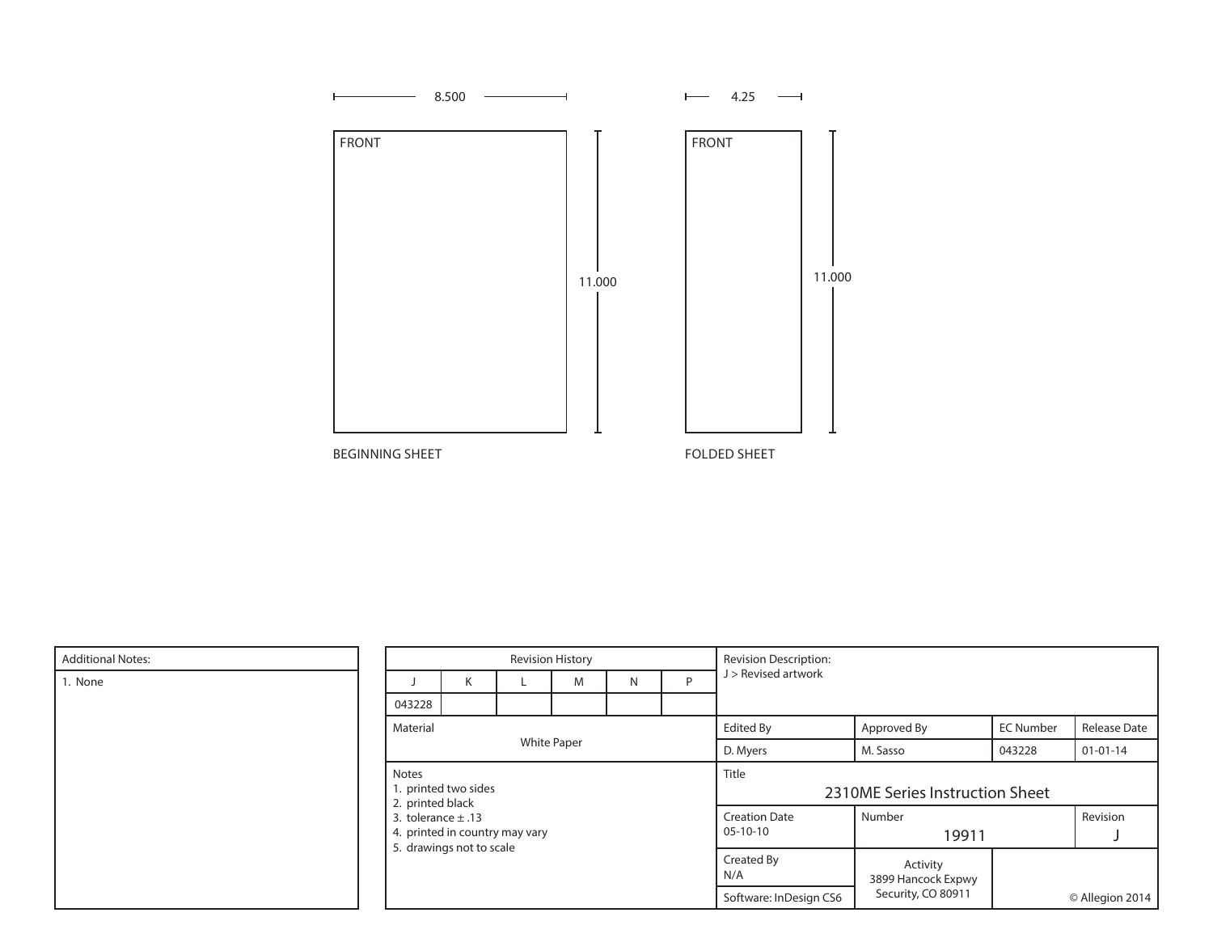8.500

FRONT

11.000

BEGINNING SHEET

4.25

FRONT

11.000

FOLDED SHEET

| Additional Notes: |
|---|
| 1. None |

| Revision History | | | | | |
|---|---|---|---|---|---|
| J | K | L | M | N | P |
| 043228 | | | | | |

**Material**

White Paper

**Notes**

1. printed two sides
2. printed black
3. tolerance ± .13
4. printed in country may vary
5. drawings not to scale

**Revision Description:**
J > Revised artwork

| Edited By | Approved By | EC Number | Release Date |
|---|---|---|---|
| D. Myers | M. Sasso | 043228 | 01-01-14 |

**Title**

2310ME Series Instruction Sheet

| Creation Date | Number | Revision |
|---|---|---|
| 05-10-10 | 19911 | J |

| Created By | Activity | |
|---|---|---|
| N/A | 3899 Hancock Expwy<br>Security, CO 80911 | © Allegion 2014 |
| Software: InDesign CS6 | | |